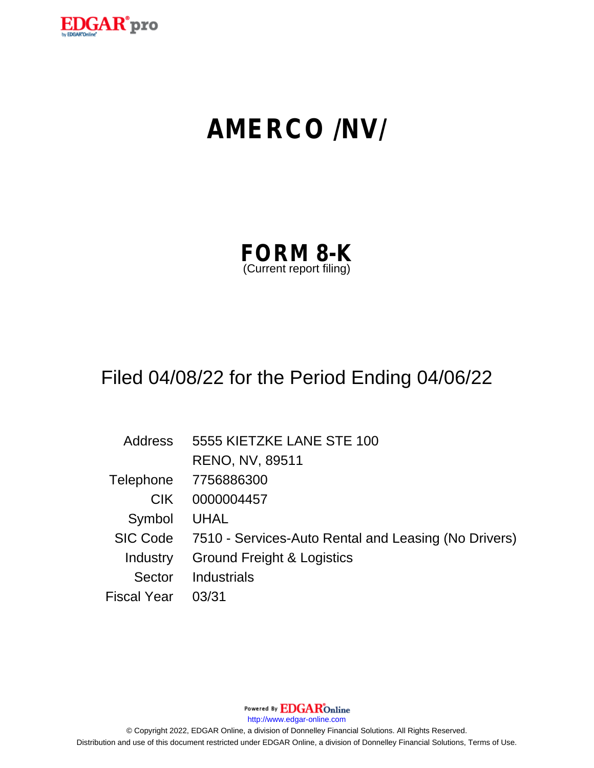# AMERCO /NV/

## FORM 8-K
(Current report filing)

Filed 04/08/22 for the Period Ending 04/06/22

| | |
|---|---|
| Address | 5555 KIETZKE LANE STE 100 |
| | RENO, NV, 89511 |
| Telephone | 7756886300 |
| CIK | 0000004457 |
| Symbol | UHAL |
| SIC Code | 7510 - Services-Auto Rental and Leasing (No Drivers) |
| Industry | Ground Freight & Logistics |
| Sector | Industrials |
| Fiscal Year | 03/31 |

Powered By EDGAR Online

http://www.edgar-online.com

© Copyright 2022, EDGAR Online, a division of Donnelley Financial Solutions. All Rights Reserved.
Distribution and use of this document restricted under EDGAR Online, a division of Donnelley Financial Solutions, Terms of Use.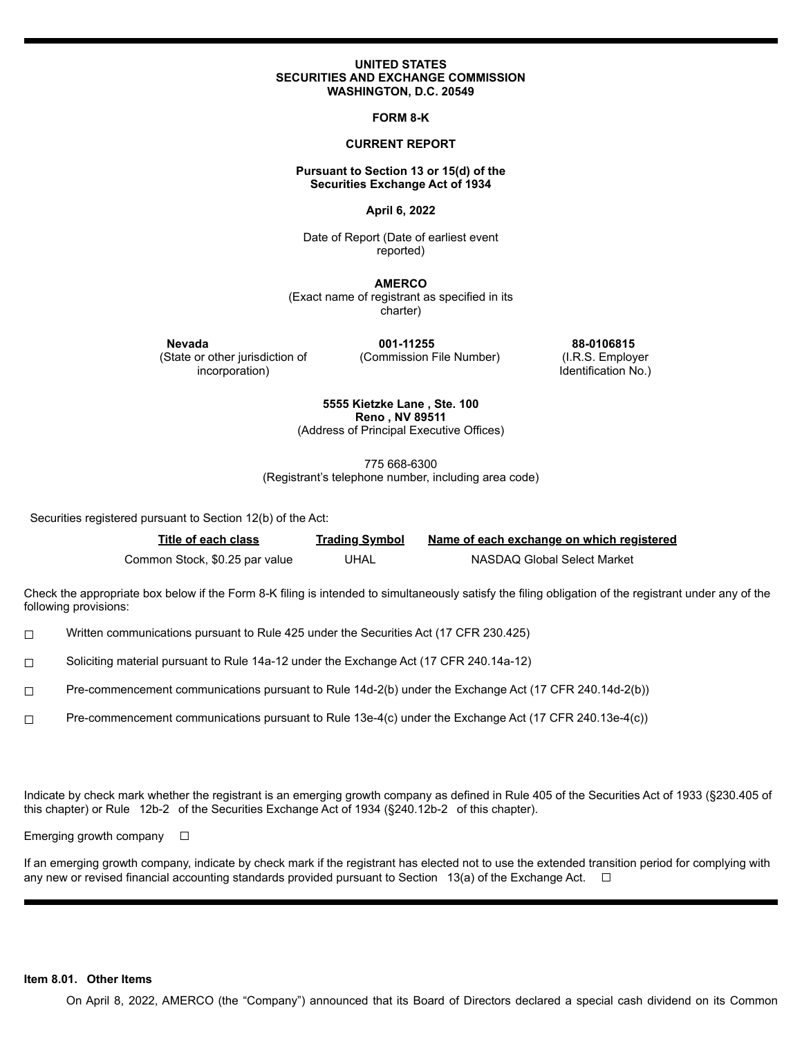**UNITED STATES**
**SECURITIES AND EXCHANGE COMMISSION**
**WASHINGTON, D.C. 20549**

**FORM 8-K**

**CURRENT REPORT**

**Pursuant to Section 13 or 15(d) of the Securities Exchange Act of 1934**

**April 6, 2022**

Date of Report (Date of earliest event reported)

**AMERCO**

(Exact name of registrant as specified in its charter)

| **Nevada** | **001-11255** | **88-0106815** |
|---|---|---|
| (State or other jurisdiction of incorporation) | (Commission File Number) | (I.R.S. Employer Identification No.) |

**5555 Kietzke Lane , Ste. 100**
**Reno , NV 89511**
(Address of Principal Executive Offices)

775 668-6300
(Registrant's telephone number, including area code)

Securities registered pursuant to Section 12(b) of the Act:

| Title of each class | Trading Symbol | Name of each exchange on which registered |
|---|---|---|
| Common Stock, $0.25 par value | UHAL | NASDAQ Global Select Market |

Check the appropriate box below if the Form 8-K filing is intended to simultaneously satisfy the filing obligation of the registrant under any of the following provisions:

☐ Written communications pursuant to Rule 425 under the Securities Act (17 CFR 230.425)

☐ Soliciting material pursuant to Rule 14a-12 under the Exchange Act (17 CFR 240.14a-12)

☐ Pre-commencement communications pursuant to Rule 14d-2(b) under the Exchange Act (17 CFR 240.14d-2(b))

☐ Pre-commencement communications pursuant to Rule 13e-4(c) under the Exchange Act (17 CFR 240.13e-4(c))

Indicate by check mark whether the registrant is an emerging growth company as defined in Rule 405 of the Securities Act of 1933 (§230.405 of this chapter) or Rule 12b-2 of the Securities Exchange Act of 1934 (§240.12b-2 of this chapter).

Emerging growth company ☐

If an emerging growth company, indicate by check mark if the registrant has elected not to use the extended transition period for complying with any new or revised financial accounting standards provided pursuant to Section 13(a) of the Exchange Act. ☐

**Item 8.01. Other Items**

On April 8, 2022, AMERCO (the "Company") announced that its Board of Directors declared a special cash dividend on its Common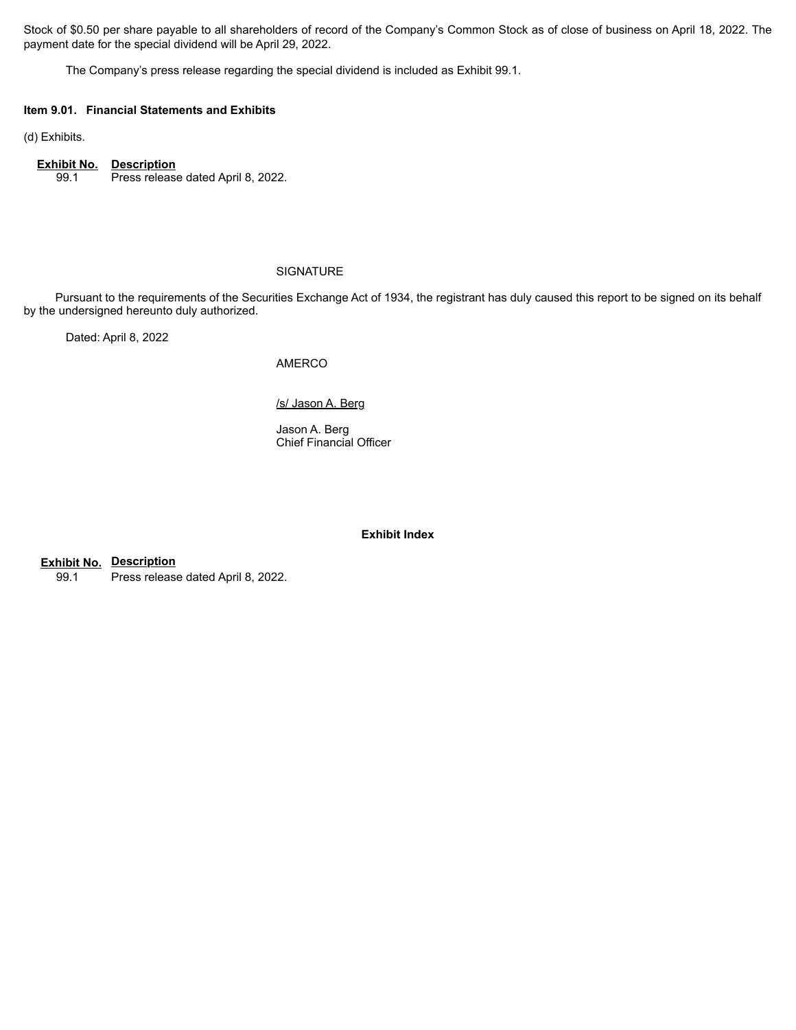Stock of $0.50 per share payable to all shareholders of record of the Company's Common Stock as of close of business on April 18, 2022. The payment date for the special dividend will be April 29, 2022.

The Company's press release regarding the special dividend is included as Exhibit 99.1.

**Item 9.01. Financial Statements and Exhibits**

(d) Exhibits.

| Exhibit No. | Description |
|---|---|
| 99.1 | Press release dated April 8, 2022. |

SIGNATURE

Pursuant to the requirements of the Securities Exchange Act of 1934, the registrant has duly caused this report to be signed on its behalf by the undersigned hereunto duly authorized.

Dated: April 8, 2022

AMERCO

/s/ Jason A. Berg

Jason A. Berg
Chief Financial Officer

**Exhibit Index**

| Exhibit No. | Description |
|---|---|
| 99.1 | Press release dated April 8, 2022. |